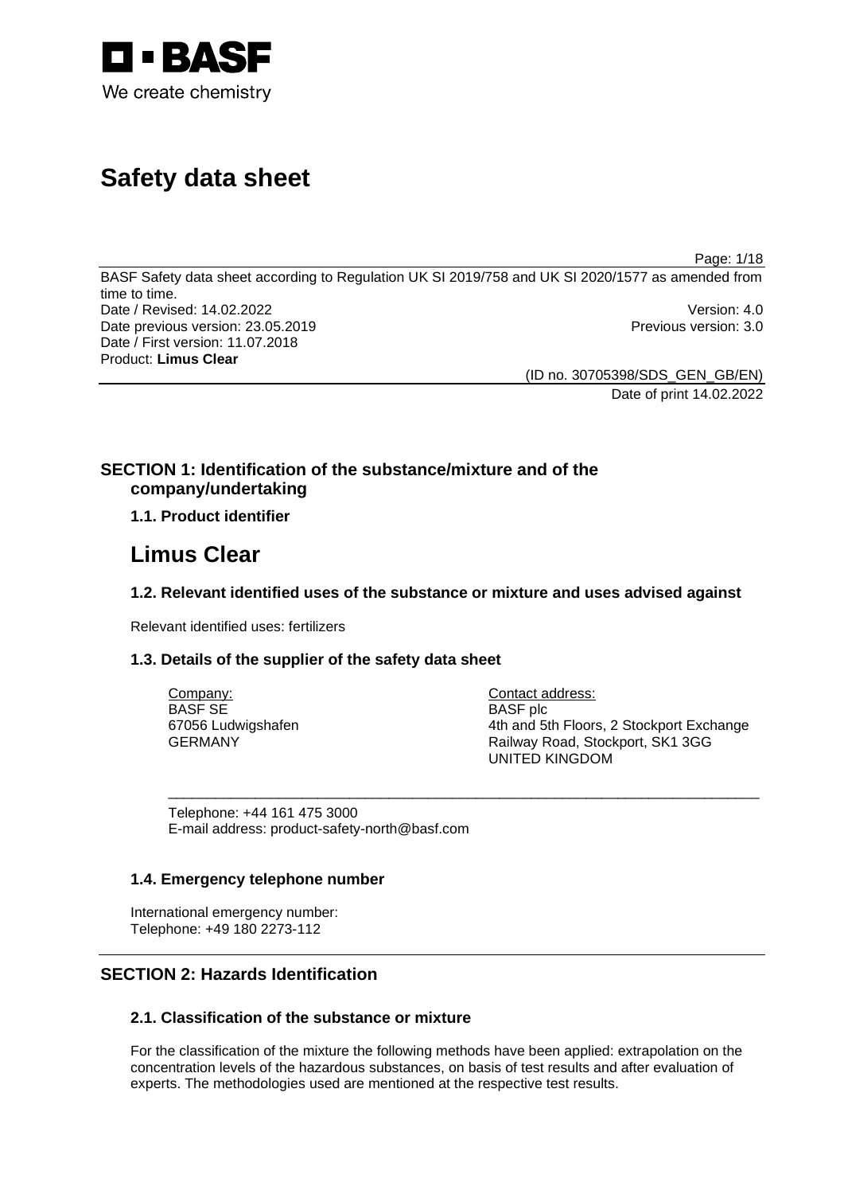# Safety data sheet

BASF Safety data sheet according to Regulation UK SI 2019/758 and UK SI 2020/1577 as amended from time to time.

Date / Revised: 14.02.2022 | Version: 4.0
Date previous version: 23.05.2019 | Previous version: 3.0
Date / First version: 11.07.2018
Product: **Limus Clear**

(ID no. 30705398/SDS_GEN_GB/EN)
Date of print 14.02.2022

## SECTION 1: Identification of the substance/mixture and of the company/undertaking

### 1.1. Product identifier

# Limus Clear

### 1.2. Relevant identified uses of the substance or mixture and uses advised against

Relevant identified uses: fertilizers

### 1.3. Details of the supplier of the safety data sheet

Company:
BASF SE
67056 Ludwigshafen
GERMANY

Contact address:
BASF plc
4th and 5th Floors, 2 Stockport Exchange
Railway Road, Stockport, SK1 3GG
UNITED KINGDOM

Telephone: +44 161 475 3000
E-mail address: product-safety-north@basf.com

### 1.4. Emergency telephone number

International emergency number:
Telephone: +49 180 2273-112

## SECTION 2: Hazards Identification

### 2.1. Classification of the substance or mixture

For the classification of the mixture the following methods have been applied: extrapolation on the concentration levels of the hazardous substances, on basis of test results and after evaluation of experts. The methodologies used are mentioned at the respective test results.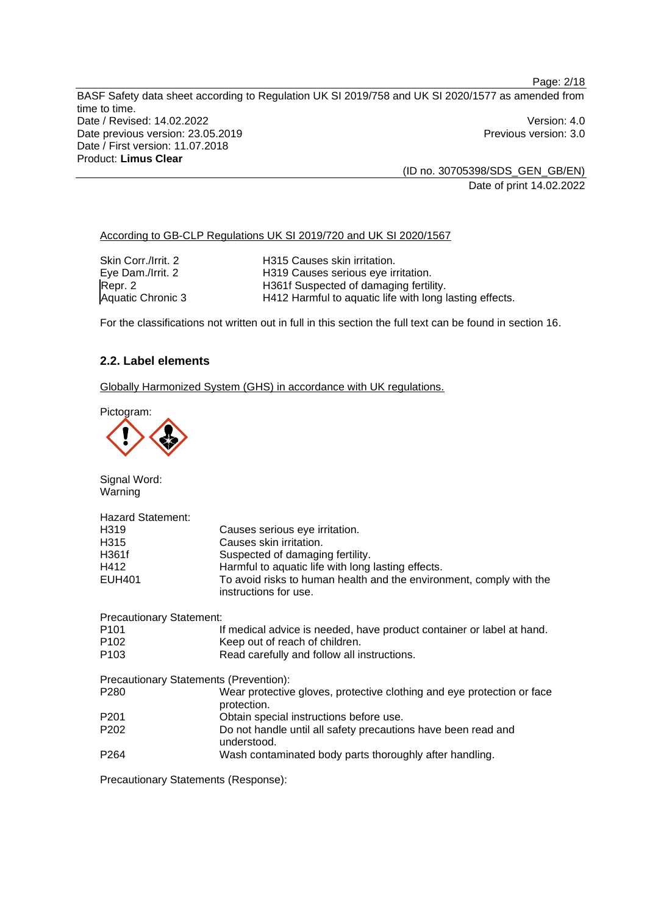According to GB-CLP Regulations UK SI 2019/720 and UK SI 2020/1567

| | |
|---|---|
| Skin Corr./Irrit. 2 | H315 Causes skin irritation. |
| Eye Dam./Irrit. 2 | H319 Causes serious eye irritation. |
| Repr. 2 | H361f Suspected of damaging fertility. |
| Aquatic Chronic 3 | H412 Harmful to aquatic life with long lasting effects. |

For the classifications not written out in full in this section the full text can be found in section 16.

## 2.2. Label elements

Globally Harmonized System (GHS) in accordance with UK regulations.

Pictogram:

Signal Word:
Warning

Hazard Statement:

| | |
|---|---|
| H319 | Causes serious eye irritation. |
| H315 | Causes skin irritation. |
| H361f | Suspected of damaging fertility. |
| H412 | Harmful to aquatic life with long lasting effects. |
| EUH401 | To avoid risks to human health and the environment, comply with the instructions for use. |

Precautionary Statement:

| | |
|---|---|
| P101 | If medical advice is needed, have product container or label at hand. |
| P102 | Keep out of reach of children. |
| P103 | Read carefully and follow all instructions. |

Precautionary Statements (Prevention):

| | |
|---|---|
| P280 | Wear protective gloves, protective clothing and eye protection or face protection. |
| P201 | Obtain special instructions before use. |
| P202 | Do not handle until all safety precautions have been read and understood. |
| P264 | Wash contaminated body parts thoroughly after handling. |

Precautionary Statements (Response):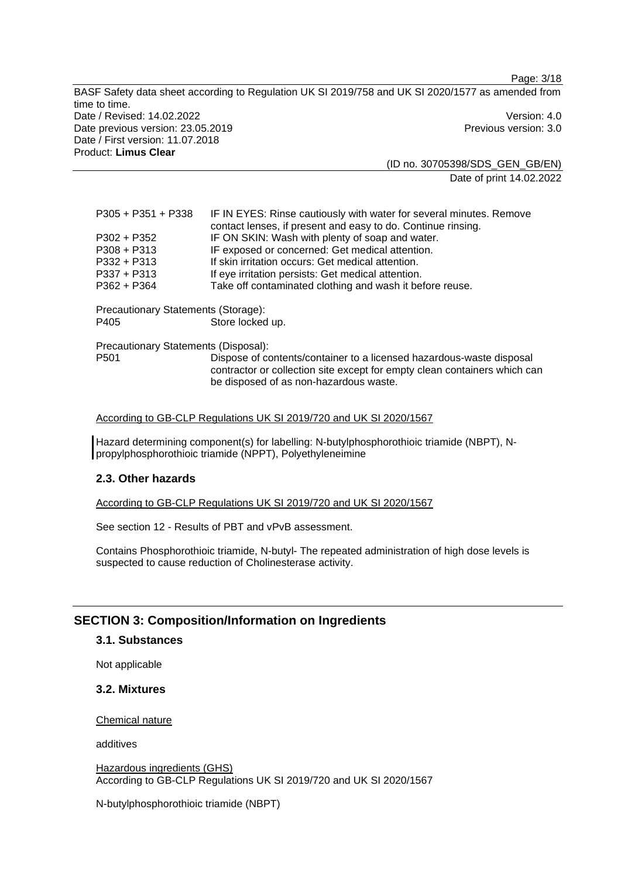| | |
|---|---|
| P305 + P351 + P338 | IF IN EYES: Rinse cautiously with water for several minutes. Remove contact lenses, if present and easy to do. Continue rinsing. |
| P302 + P352 | IF ON SKIN: Wash with plenty of soap and water. |
| P308 + P313 | IF exposed or concerned: Get medical attention. |
| P332 + P313 | If skin irritation occurs: Get medical attention. |
| P337 + P313 | If eye irritation persists: Get medical attention. |
| P362 + P364 | Take off contaminated clothing and wash it before reuse. |

Precautionary Statements (Storage):

| | |
|---|---|
| P405 | Store locked up. |

Precautionary Statements (Disposal):

| | |
|---|---|
| P501 | Dispose of contents/container to a licensed hazardous-waste disposal contractor or collection site except for empty clean containers which can be disposed of as non-hazardous waste. |

According to GB-CLP Regulations UK SI 2019/720 and UK SI 2020/1567

Hazard determining component(s) for labelling: N-butylphosphorothioic triamide (NBPT), N-propylphosphorothioic triamide (NPPT), Polyethyleneimine

## 2.3. Other hazards

According to GB-CLP Regulations UK SI 2019/720 and UK SI 2020/1567

See section 12 - Results of PBT and vPvB assessment.

Contains Phosphorothioic triamide, N-butyl- The repeated administration of high dose levels is suspected to cause reduction of Cholinesterase activity.

# SECTION 3: Composition/Information on Ingredients

## 3.1. Substances

Not applicable

## 3.2. Mixtures

Chemical nature

additives

Hazardous ingredients (GHS)
According to GB-CLP Regulations UK SI 2019/720 and UK SI 2020/1567

N-butylphosphorothioic triamide (NBPT)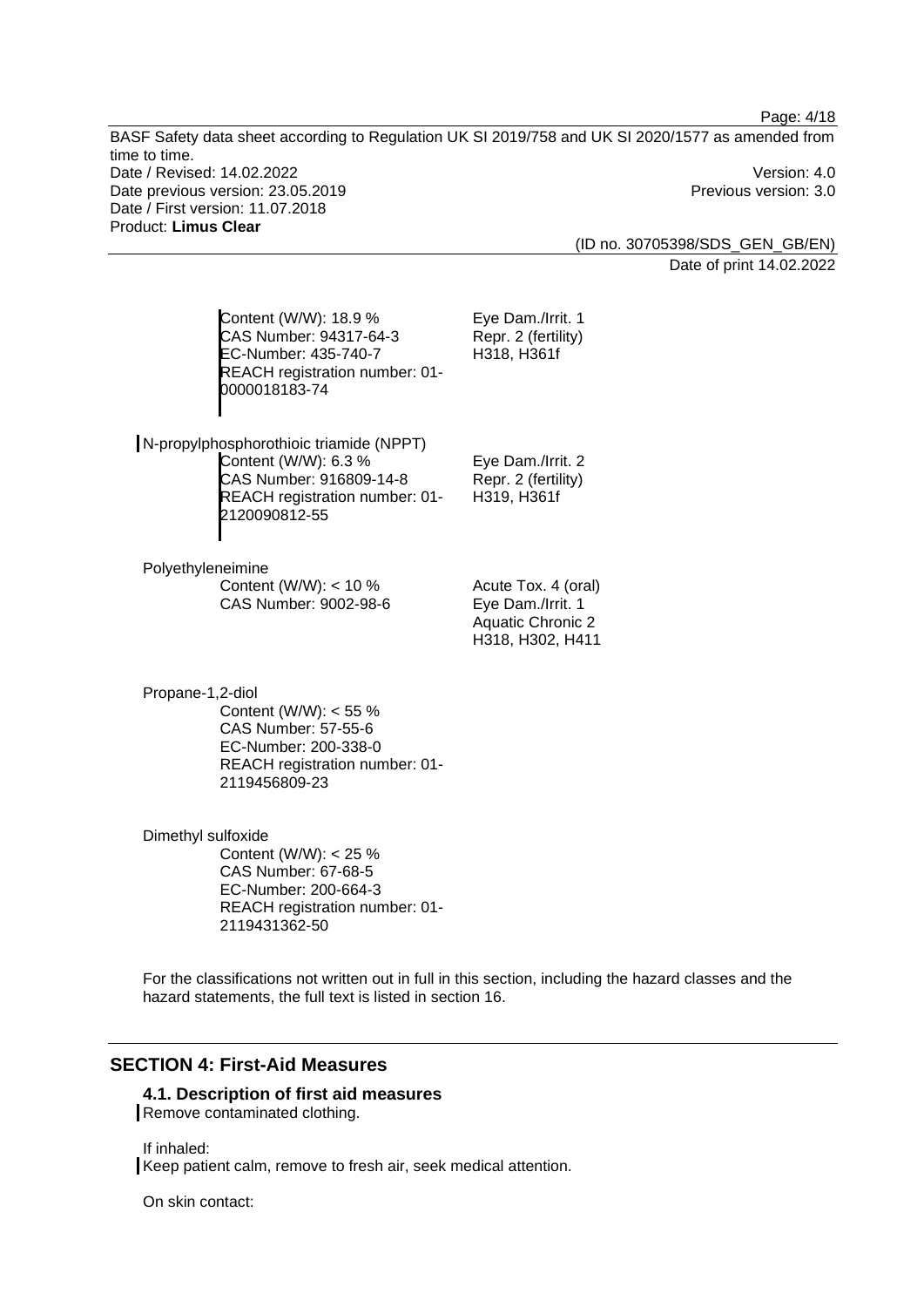Content (W/W): 18.9 %
CAS Number: 94317-64-3
EC-Number: 435-740-7
REACH registration number: 01-0000018183-74

Eye Dam./Irrit. 1
Repr. 2 (fertility)
H318, H361f

N-propylphosphorothioic triamide (NPPT)

Content (W/W): 6.3 %
CAS Number: 916809-14-8
REACH registration number: 01-2120090812-55

Eye Dam./Irrit. 2
Repr. 2 (fertility)
H319, H361f

Polyethyleneimine

Content (W/W): < 10 %
CAS Number: 9002-98-6

Acute Tox. 4 (oral)
Eye Dam./Irrit. 1
Aquatic Chronic 2
H318, H302, H411

Propane-1,2-diol

Content (W/W): < 55 %
CAS Number: 57-55-6
EC-Number: 200-338-0
REACH registration number: 01-2119456809-23

Dimethyl sulfoxide

Content (W/W): < 25 %
CAS Number: 67-68-5
EC-Number: 200-664-3
REACH registration number: 01-2119431362-50

For the classifications not written out in full in this section, including the hazard classes and the hazard statements, the full text is listed in section 16.

## SECTION 4: First-Aid Measures

### 4.1. Description of first aid measures

Remove contaminated clothing.

If inhaled:
Keep patient calm, remove to fresh air, seek medical attention.

On skin contact: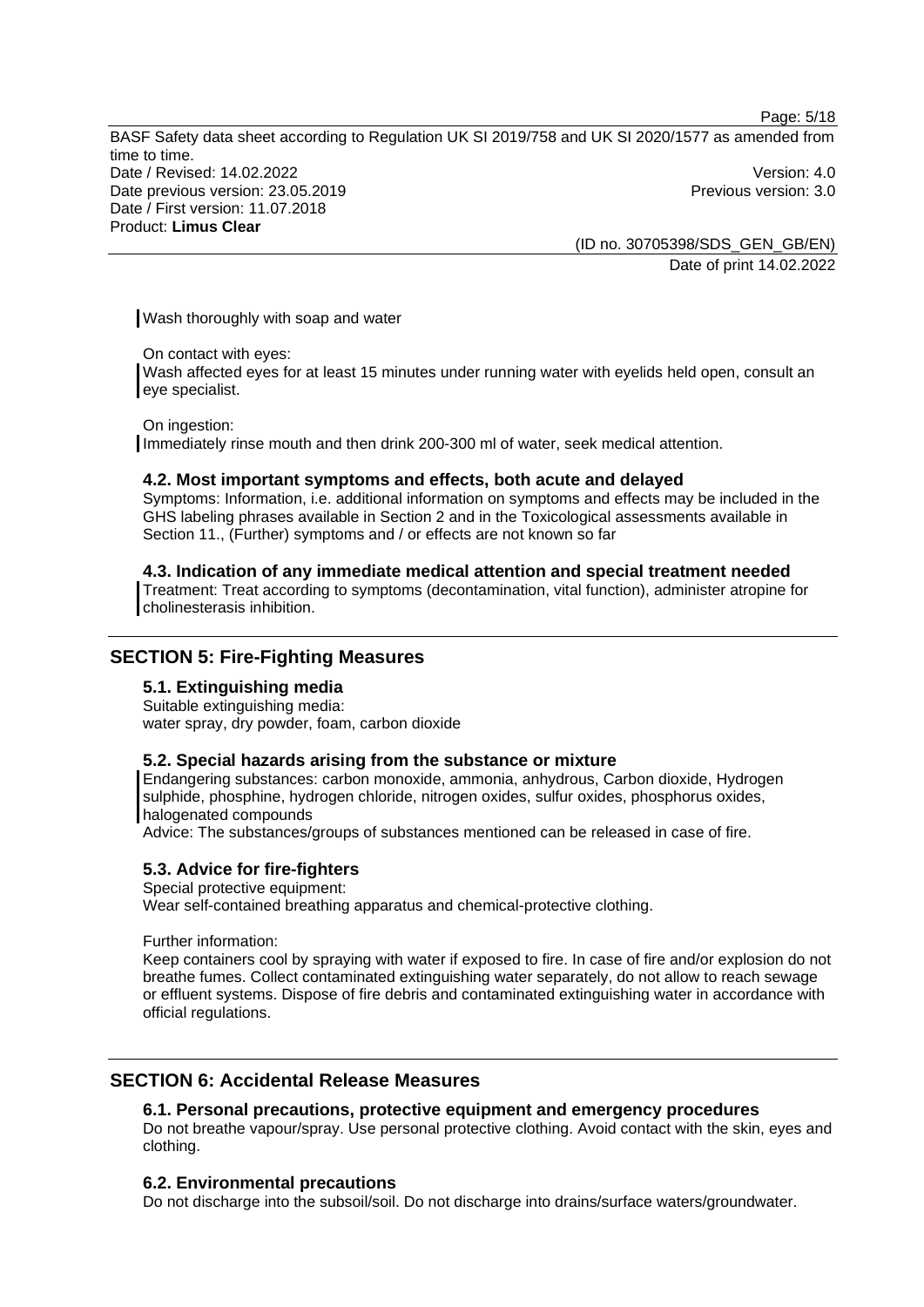Wash thoroughly with soap and water

On contact with eyes:
Wash affected eyes for at least 15 minutes under running water with eyelids held open, consult an eye specialist.

On ingestion:
Immediately rinse mouth and then drink 200-300 ml of water, seek medical attention.

### 4.2. Most important symptoms and effects, both acute and delayed

Symptoms: Information, i.e. additional information on symptoms and effects may be included in the GHS labeling phrases available in Section 2 and in the Toxicological assessments available in Section 11., (Further) symptoms and / or effects are not known so far

### 4.3. Indication of any immediate medical attention and special treatment needed

Treatment: Treat according to symptoms (decontamination, vital function), administer atropine for cholinesterasis inhibition.

## SECTION 5: Fire-Fighting Measures

### 5.1. Extinguishing media

Suitable extinguishing media:
water spray, dry powder, foam, carbon dioxide

### 5.2. Special hazards arising from the substance or mixture

Endangering substances: carbon monoxide, ammonia, anhydrous, Carbon dioxide, Hydrogen sulphide, phosphine, hydrogen chloride, nitrogen oxides, sulfur oxides, phosphorus oxides, halogenated compounds
Advice: The substances/groups of substances mentioned can be released in case of fire.

### 5.3. Advice for fire-fighters

Special protective equipment:
Wear self-contained breathing apparatus and chemical-protective clothing.

Further information:
Keep containers cool by spraying with water if exposed to fire. In case of fire and/or explosion do not breathe fumes. Collect contaminated extinguishing water separately, do not allow to reach sewage or effluent systems. Dispose of fire debris and contaminated extinguishing water in accordance with official regulations.

## SECTION 6: Accidental Release Measures

### 6.1. Personal precautions, protective equipment and emergency procedures

Do not breathe vapour/spray. Use personal protective clothing. Avoid contact with the skin, eyes and clothing.

### 6.2. Environmental precautions

Do not discharge into the subsoil/soil. Do not discharge into drains/surface waters/groundwater.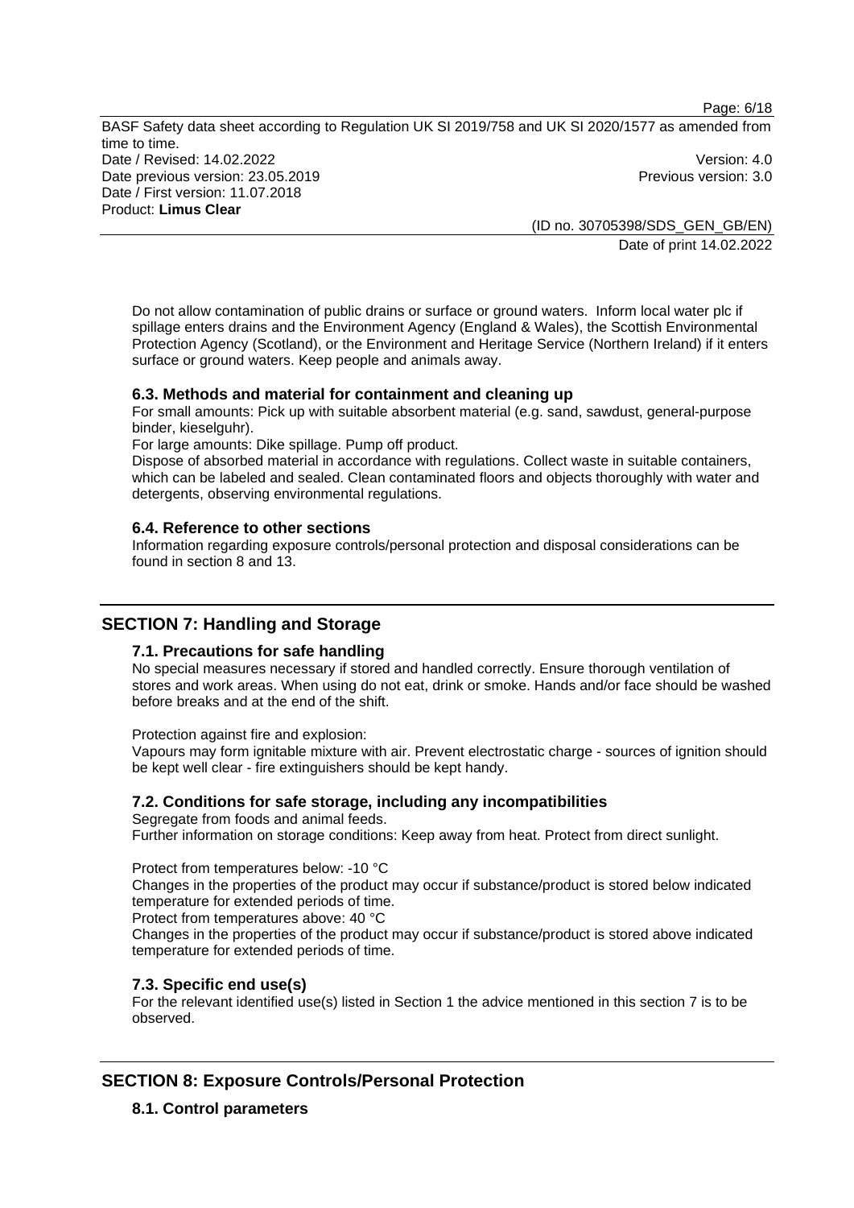Do not allow contamination of public drains or surface or ground waters. Inform local water plc if spillage enters drains and the Environment Agency (England & Wales), the Scottish Environmental Protection Agency (Scotland), or the Environment and Heritage Service (Northern Ireland) if it enters surface or ground waters. Keep people and animals away.

### 6.3. Methods and material for containment and cleaning up

For small amounts: Pick up with suitable absorbent material (e.g. sand, sawdust, general-purpose binder, kieselguhr).

For large amounts: Dike spillage. Pump off product.

Dispose of absorbed material in accordance with regulations. Collect waste in suitable containers, which can be labeled and sealed. Clean contaminated floors and objects thoroughly with water and detergents, observing environmental regulations.

### 6.4. Reference to other sections

Information regarding exposure controls/personal protection and disposal considerations can be found in section 8 and 13.

## SECTION 7: Handling and Storage

### 7.1. Precautions for safe handling

No special measures necessary if stored and handled correctly. Ensure thorough ventilation of stores and work areas. When using do not eat, drink or smoke. Hands and/or face should be washed before breaks and at the end of the shift.

Protection against fire and explosion:

Vapours may form ignitable mixture with air. Prevent electrostatic charge - sources of ignition should be kept well clear - fire extinguishers should be kept handy.

### 7.2. Conditions for safe storage, including any incompatibilities

Segregate from foods and animal feeds.

Further information on storage conditions: Keep away from heat. Protect from direct sunlight.

Protect from temperatures below: -10 °C

Changes in the properties of the product may occur if substance/product is stored below indicated temperature for extended periods of time.

Protect from temperatures above: 40 °C

Changes in the properties of the product may occur if substance/product is stored above indicated temperature for extended periods of time.

### 7.3. Specific end use(s)

For the relevant identified use(s) listed in Section 1 the advice mentioned in this section 7 is to be observed.

## SECTION 8: Exposure Controls/Personal Protection

### 8.1. Control parameters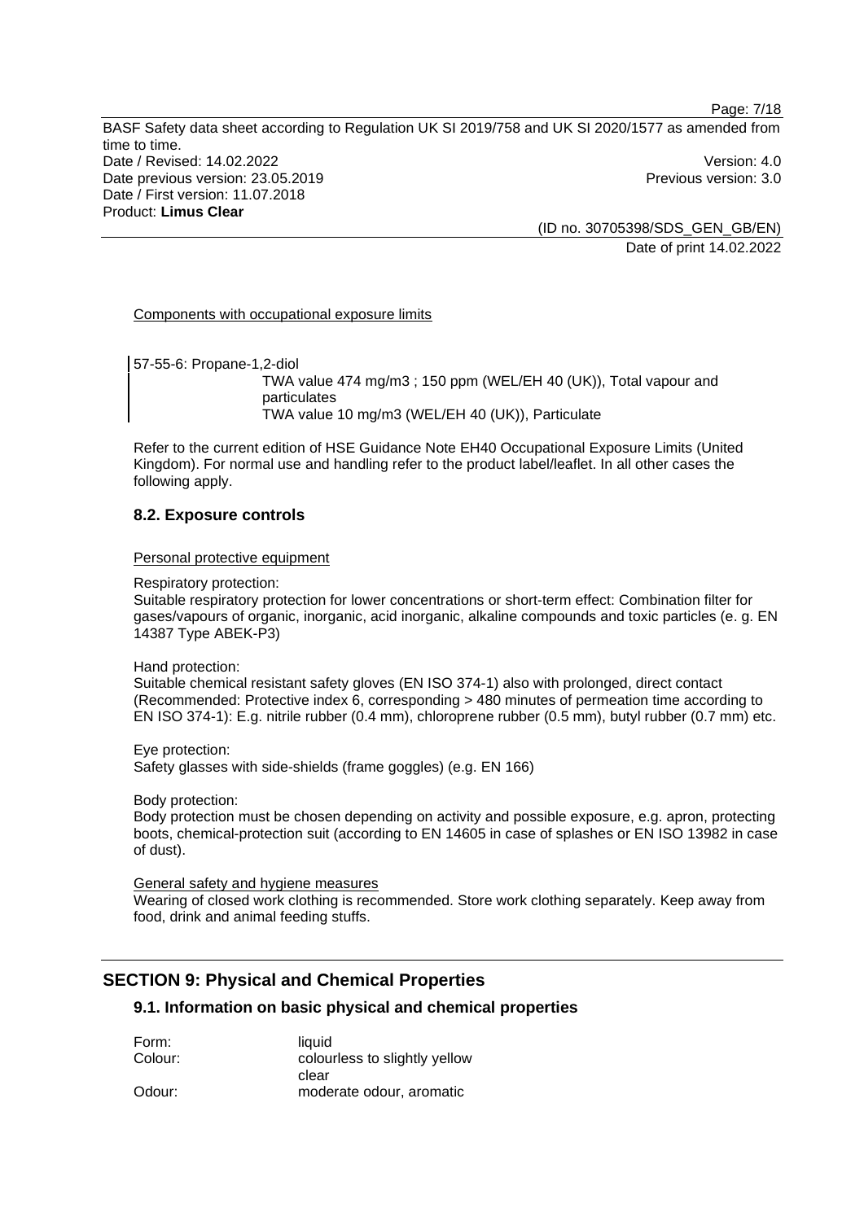Components with occupational exposure limits

57-55-6: Propane-1,2-diol

TWA value 474 mg/m3 ; 150 ppm (WEL/EH 40 (UK)), Total vapour and particulates

TWA value 10 mg/m3 (WEL/EH 40 (UK)), Particulate

Refer to the current edition of HSE Guidance Note EH40 Occupational Exposure Limits (United Kingdom). For normal use and handling refer to the product label/leaflet. In all other cases the following apply.

### 8.2. Exposure controls

Personal protective equipment

Respiratory protection:

Suitable respiratory protection for lower concentrations or short-term effect: Combination filter for gases/vapours of organic, inorganic, acid inorganic, alkaline compounds and toxic particles (e. g. EN 14387 Type ABEK-P3)

Hand protection:

Suitable chemical resistant safety gloves (EN ISO 374-1) also with prolonged, direct contact (Recommended: Protective index 6, corresponding > 480 minutes of permeation time according to EN ISO 374-1): E.g. nitrile rubber (0.4 mm), chloroprene rubber (0.5 mm), butyl rubber (0.7 mm) etc.

Eye protection:

Safety glasses with side-shields (frame goggles) (e.g. EN 166)

Body protection:

Body protection must be chosen depending on activity and possible exposure, e.g. apron, protecting boots, chemical-protection suit (according to EN 14605 in case of splashes or EN ISO 13982 in case of dust).

General safety and hygiene measures

Wearing of closed work clothing is recommended. Store work clothing separately. Keep away from food, drink and animal feeding stuffs.

## SECTION 9: Physical and Chemical Properties

### 9.1. Information on basic physical and chemical properties

| | |
|---|---|
| Form: | liquid |
| Colour: | colourless to slightly yellow clear |
| Odour: | moderate odour, aromatic |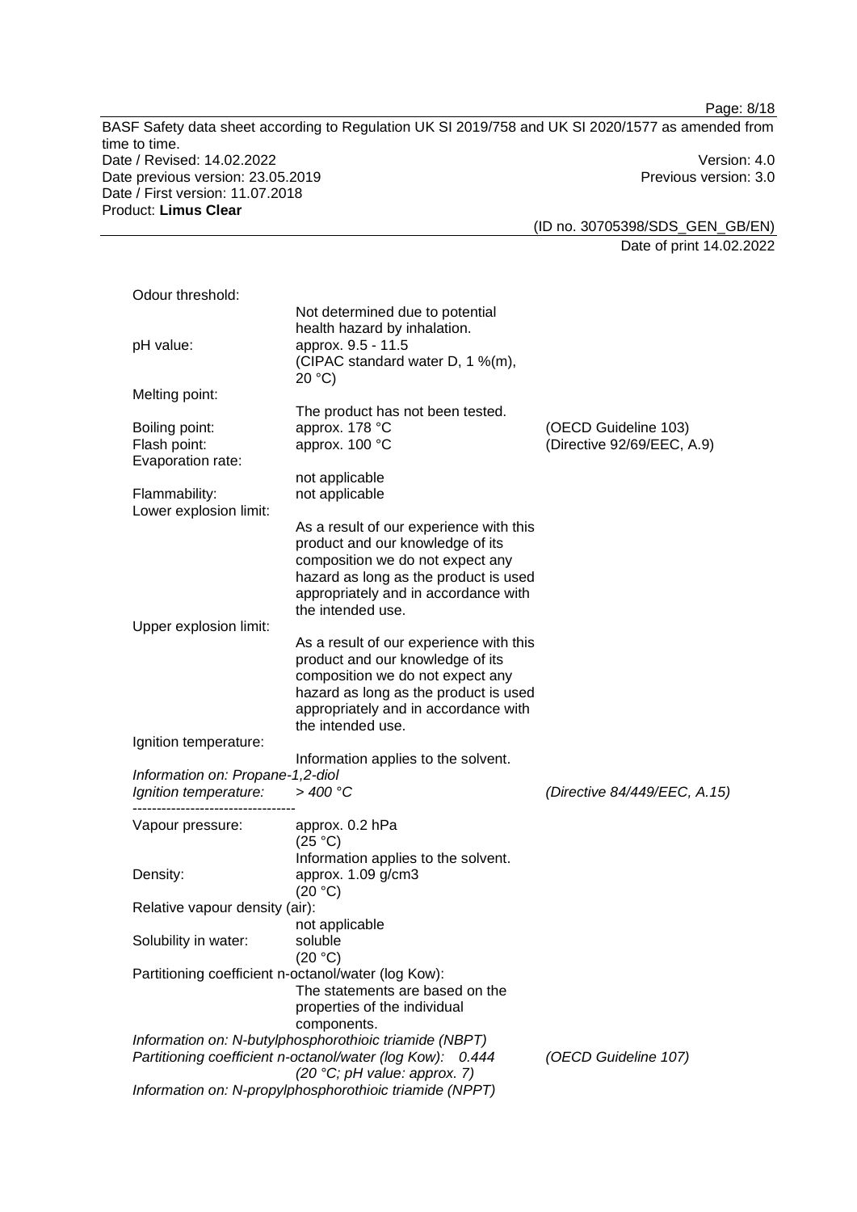Odour threshold:
Not determined due to potential health hazard by inhalation.

pH value: approx. 9.5 - 11.5
(CIPAC standard water D, 1 %(m), 20 °C)

Melting point:
The product has not been tested.

Boiling point: approx. 178 °C (OECD Guideline 103)

Flash point: approx. 100 °C (Directive 92/69/EEC, A.9)

Evaporation rate:
not applicable

Flammability: not applicable

Lower explosion limit:
As a result of our experience with this product and our knowledge of its composition we do not expect any hazard as long as the product is used appropriately and in accordance with the intended use.

Upper explosion limit:
As a result of our experience with this product and our knowledge of its composition we do not expect any hazard as long as the product is used appropriately and in accordance with the intended use.

Ignition temperature:
Information applies to the solvent.

*Information on: Propane-1,2-diol*
*Ignition temperature: > 400 °C (Directive 84/449/EEC, A.15)*

----------------------------------

Vapour pressure: approx. 0.2 hPa
(25 °C)
Information applies to the solvent.

Density: approx. 1.09 g/cm3
(20 °C)

Relative vapour density (air):
not applicable

Solubility in water: soluble
(20 °C)

Partitioning coefficient n-octanol/water (log Kow):
The statements are based on the properties of the individual components.

*Information on: N-butylphosphorothioic triamide (NBPT)*
*Partitioning coefficient n-octanol/water (log Kow): 0.444 (OECD Guideline 107)*
*(20 °C; pH value: approx. 7)*

*Information on: N-propylphosphorothioic triamide (NPPT)*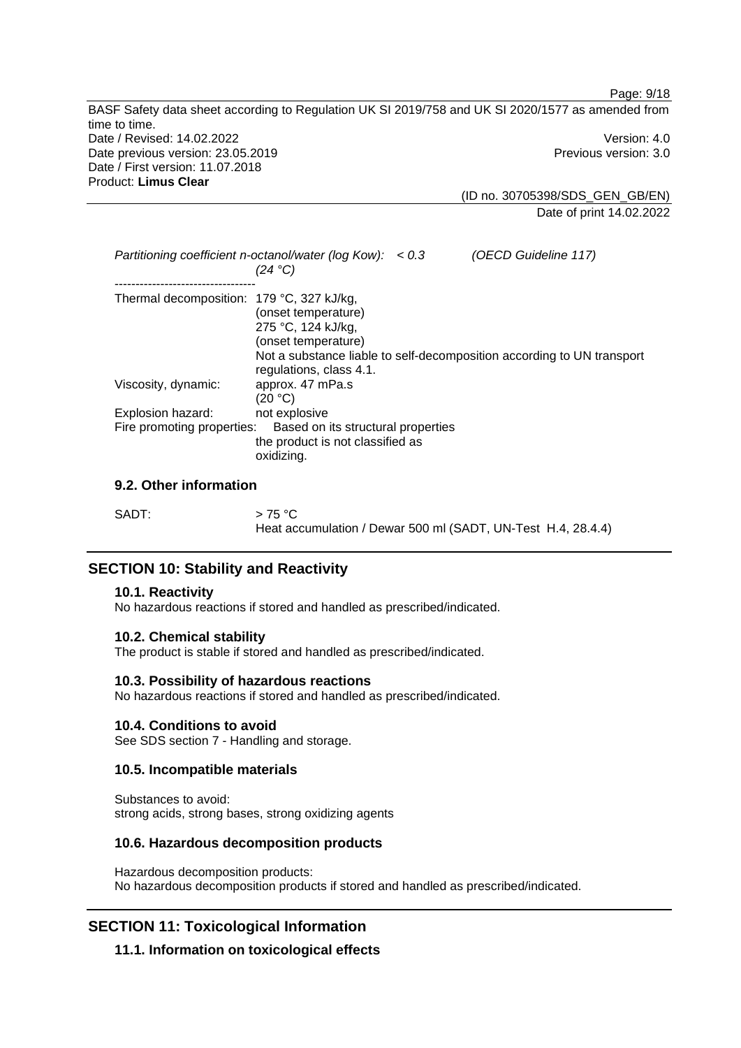*Partitioning coefficient n-octanol/water (log Kow): < 0.3 (24 °C)* *(OECD Guideline 117)*

----------------------------------

Thermal decomposition: 179 °C, 327 kJ/kg, (onset temperature)
275 °C, 124 kJ/kg, (onset temperature)
Not a substance liable to self-decomposition according to UN transport regulations, class 4.1.

Viscosity, dynamic: approx. 47 mPa.s (20 °C)

Explosion hazard: not explosive

Fire promoting properties: Based on its structural properties the product is not classified as oxidizing.

### 9.2. Other information

SADT: > 75 °C
Heat accumulation / Dewar 500 ml (SADT, UN-Test H.4, 28.4.4)

## SECTION 10: Stability and Reactivity

### 10.1. Reactivity

No hazardous reactions if stored and handled as prescribed/indicated.

### 10.2. Chemical stability

The product is stable if stored and handled as prescribed/indicated.

### 10.3. Possibility of hazardous reactions

No hazardous reactions if stored and handled as prescribed/indicated.

### 10.4. Conditions to avoid

See SDS section 7 - Handling and storage.

### 10.5. Incompatible materials

Substances to avoid:
strong acids, strong bases, strong oxidizing agents

### 10.6. Hazardous decomposition products

Hazardous decomposition products:
No hazardous decomposition products if stored and handled as prescribed/indicated.

## SECTION 11: Toxicological Information

### 11.1. Information on toxicological effects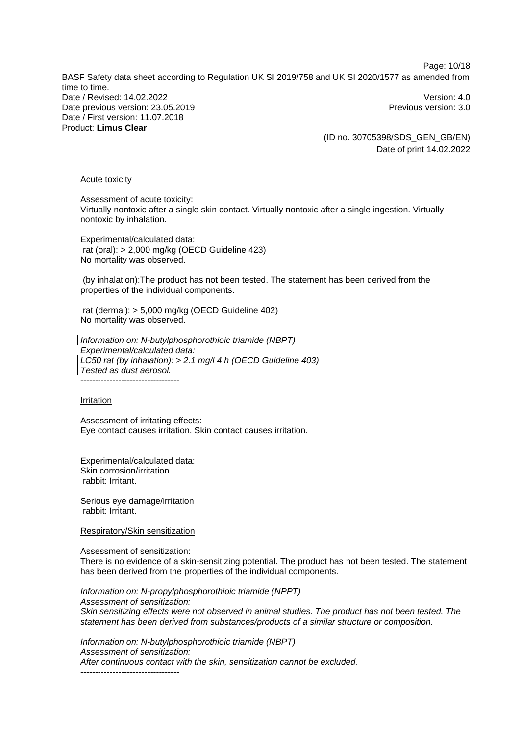#### Acute toxicity

Assessment of acute toxicity:
Virtually nontoxic after a single skin contact. Virtually nontoxic after a single ingestion. Virtually nontoxic by inhalation.

Experimental/calculated data:
rat (oral): > 2,000 mg/kg (OECD Guideline 423)
No mortality was observed.

(by inhalation):The product has not been tested. The statement has been derived from the properties of the individual components.

rat (dermal): > 5,000 mg/kg (OECD Guideline 402)
No mortality was observed.

*Information on: N-butylphosphorothioic triamide (NBPT)*
*Experimental/calculated data:*
*LC50 rat (by inhalation): > 2.1 mg/l 4 h (OECD Guideline 403)*
*Tested as dust aerosol.*
----------------------------------

#### Irritation

Assessment of irritating effects:
Eye contact causes irritation. Skin contact causes irritation.

Experimental/calculated data:
Skin corrosion/irritation
rabbit: Irritant.

Serious eye damage/irritation
rabbit: Irritant.

#### Respiratory/Skin sensitization

Assessment of sensitization:
There is no evidence of a skin-sensitizing potential. The product has not been tested. The statement has been derived from the properties of the individual components.

*Information on: N-propylphosphorothioic triamide (NPPT)*
*Assessment of sensitization:*
*Skin sensitizing effects were not observed in animal studies. The product has not been tested. The statement has been derived from substances/products of a similar structure or composition.*

*Information on: N-butylphosphorothioic triamide (NBPT)*
*Assessment of sensitization:*
*After continuous contact with the skin, sensitization cannot be excluded.*
----------------------------------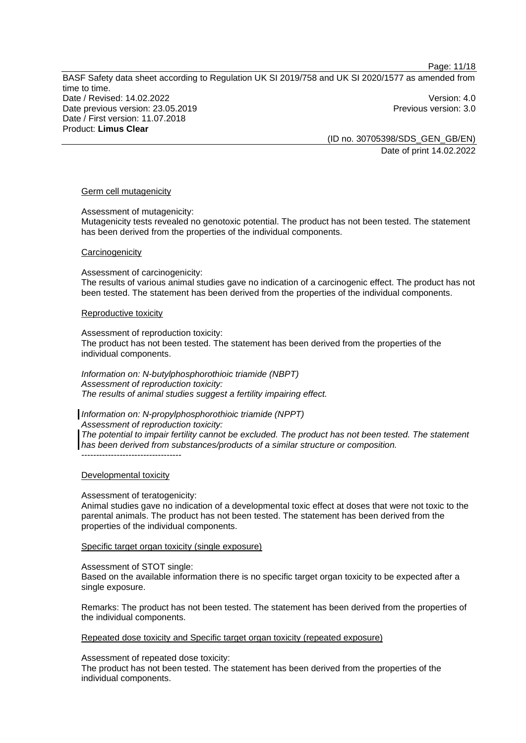Germ cell mutagenicity

Assessment of mutagenicity:
Mutagenicity tests revealed no genotoxic potential. The product has not been tested. The statement has been derived from the properties of the individual components.

Carcinogenicity

Assessment of carcinogenicity:
The results of various animal studies gave no indication of a carcinogenic effect. The product has not been tested. The statement has been derived from the properties of the individual components.

Reproductive toxicity

Assessment of reproduction toxicity:
The product has not been tested. The statement has been derived from the properties of the individual components.

*Information on: N-butylphosphorothioic triamide (NBPT)*
*Assessment of reproduction toxicity:*
*The results of animal studies suggest a fertility impairing effect.*

*Information on: N-propylphosphorothioic triamide (NPPT)*
*Assessment of reproduction toxicity:*
*The potential to impair fertility cannot be excluded. The product has not been tested. The statement has been derived from substances/products of a similar structure or composition.*

----------------------------------

Developmental toxicity

Assessment of teratogenicity:
Animal studies gave no indication of a developmental toxic effect at doses that were not toxic to the parental animals. The product has not been tested. The statement has been derived from the properties of the individual components.

Specific target organ toxicity (single exposure)

Assessment of STOT single:
Based on the available information there is no specific target organ toxicity to be expected after a single exposure.

Remarks: The product has not been tested. The statement has been derived from the properties of the individual components.

Repeated dose toxicity and Specific target organ toxicity (repeated exposure)

Assessment of repeated dose toxicity:
The product has not been tested. The statement has been derived from the properties of the individual components.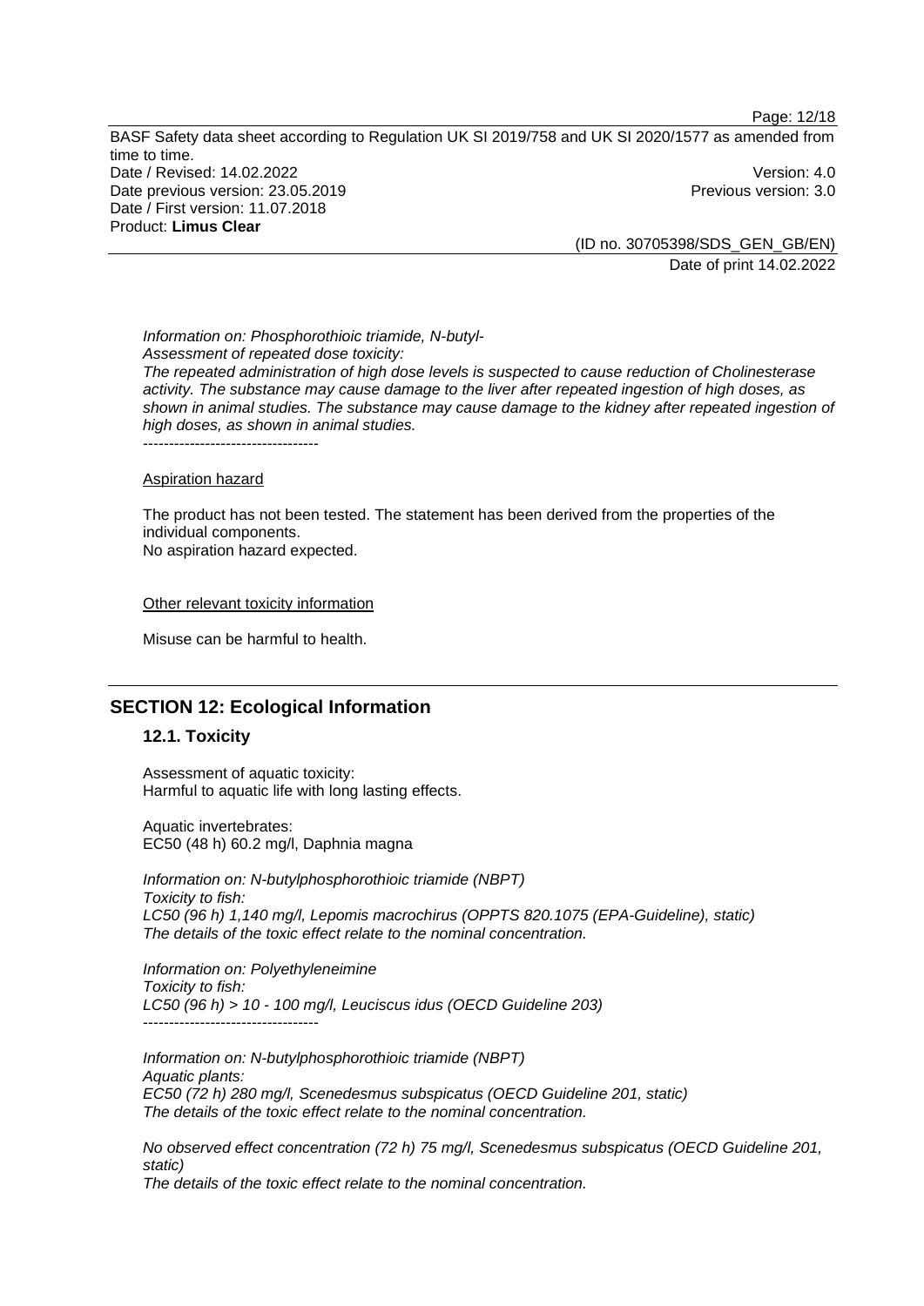*Information on: Phosphorothioic triamide, N-butyl-*
*Assessment of repeated dose toxicity:*
*The repeated administration of high dose levels is suspected to cause reduction of Cholinesterase activity. The substance may cause damage to the liver after repeated ingestion of high doses, as shown in animal studies. The substance may cause damage to the kidney after repeated ingestion of high doses, as shown in animal studies.*
----------------------------------

Aspiration hazard

The product has not been tested. The statement has been derived from the properties of the individual components.
No aspiration hazard expected.

Other relevant toxicity information

Misuse can be harmful to health.

## SECTION 12: Ecological Information

### 12.1. Toxicity

Assessment of aquatic toxicity:
Harmful to aquatic life with long lasting effects.

Aquatic invertebrates:
EC50 (48 h) 60.2 mg/l, Daphnia magna

*Information on: N-butylphosphorothioic triamide (NBPT)*
*Toxicity to fish:*
*LC50 (96 h) 1,140 mg/l, Lepomis macrochirus (OPPTS 820.1075 (EPA-Guideline), static)*
*The details of the toxic effect relate to the nominal concentration.*

*Information on: Polyethyleneimine*
*Toxicity to fish:*
*LC50 (96 h) > 10 - 100 mg/l, Leuciscus idus (OECD Guideline 203)*
----------------------------------

*Information on: N-butylphosphorothioic triamide (NBPT)*
*Aquatic plants:*
*EC50 (72 h) 280 mg/l, Scenedesmus subspicatus (OECD Guideline 201, static)*
*The details of the toxic effect relate to the nominal concentration.*

*No observed effect concentration (72 h) 75 mg/l, Scenedesmus subspicatus (OECD Guideline 201, static)*
*The details of the toxic effect relate to the nominal concentration.*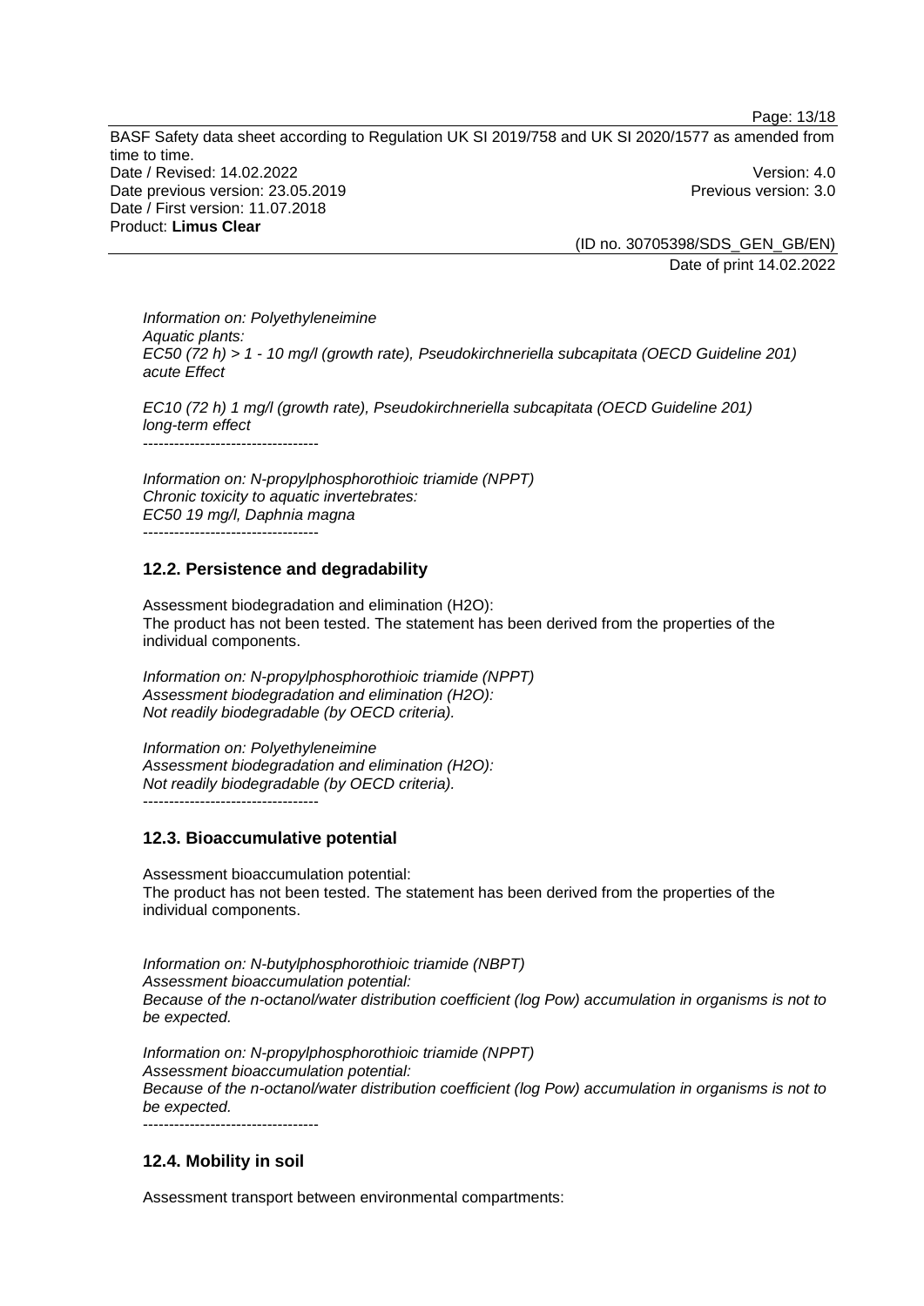*Information on: Polyethyleneimine*
*Aquatic plants:*
*EC50 (72 h) > 1 - 10 mg/l (growth rate), Pseudokirchneriella subcapitata (OECD Guideline 201) acute Effect*

*EC10 (72 h) 1 mg/l (growth rate), Pseudokirchneriella subcapitata (OECD Guideline 201) long-term effect*

----------------------------------

*Information on: N-propylphosphorothioic triamide (NPPT)*
*Chronic toxicity to aquatic invertebrates:*
*EC50 19 mg/l, Daphnia magna*

----------------------------------

### 12.2. Persistence and degradability

Assessment biodegradation and elimination (H2O):
The product has not been tested. The statement has been derived from the properties of the individual components.

*Information on: N-propylphosphorothioic triamide (NPPT)*
*Assessment biodegradation and elimination (H2O):*
*Not readily biodegradable (by OECD criteria).*

*Information on: Polyethyleneimine*
*Assessment biodegradation and elimination (H2O):*
*Not readily biodegradable (by OECD criteria).*

----------------------------------

### 12.3. Bioaccumulative potential

Assessment bioaccumulation potential:
The product has not been tested. The statement has been derived from the properties of the individual components.

*Information on: N-butylphosphorothioic triamide (NBPT)*
*Assessment bioaccumulation potential:*
*Because of the n-octanol/water distribution coefficient (log Pow) accumulation in organisms is not to be expected.*

*Information on: N-propylphosphorothioic triamide (NPPT)*
*Assessment bioaccumulation potential:*
*Because of the n-octanol/water distribution coefficient (log Pow) accumulation in organisms is not to be expected.*

----------------------------------

### 12.4. Mobility in soil

Assessment transport between environmental compartments: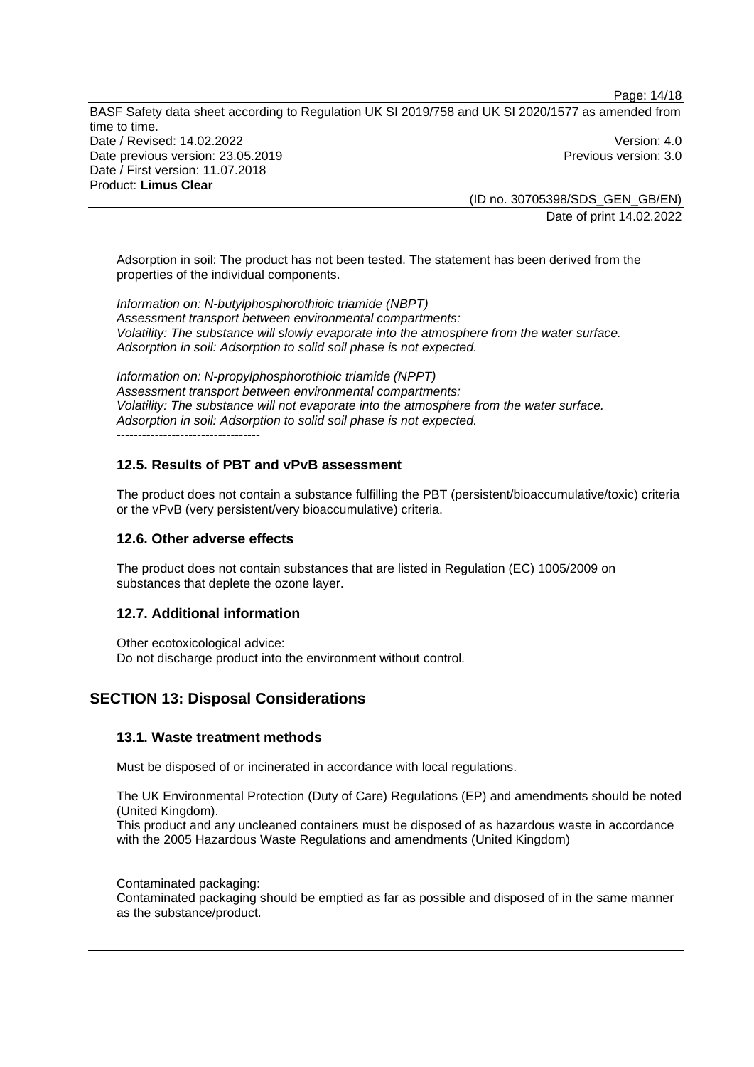Adsorption in soil: The product has not been tested. The statement has been derived from the properties of the individual components.

*Information on: N-butylphosphorothioic triamide (NBPT)*
*Assessment transport between environmental compartments:*
*Volatility: The substance will slowly evaporate into the atmosphere from the water surface.*
*Adsorption in soil: Adsorption to solid soil phase is not expected.*

*Information on: N-propylphosphorothioic triamide (NPPT)*
*Assessment transport between environmental compartments:*
*Volatility: The substance will not evaporate into the atmosphere from the water surface.*
*Adsorption in soil: Adsorption to solid soil phase is not expected.*
----------------------------------

### 12.5. Results of PBT and vPvB assessment

The product does not contain a substance fulfilling the PBT (persistent/bioaccumulative/toxic) criteria or the vPvB (very persistent/very bioaccumulative) criteria.

### 12.6. Other adverse effects

The product does not contain substances that are listed in Regulation (EC) 1005/2009 on substances that deplete the ozone layer.

### 12.7. Additional information

Other ecotoxicological advice:
Do not discharge product into the environment without control.

## SECTION 13: Disposal Considerations

### 13.1. Waste treatment methods

Must be disposed of or incinerated in accordance with local regulations.

The UK Environmental Protection (Duty of Care) Regulations (EP) and amendments should be noted (United Kingdom).
This product and any uncleaned containers must be disposed of as hazardous waste in accordance with the 2005 Hazardous Waste Regulations and amendments (United Kingdom)

Contaminated packaging:
Contaminated packaging should be emptied as far as possible and disposed of in the same manner as the substance/product.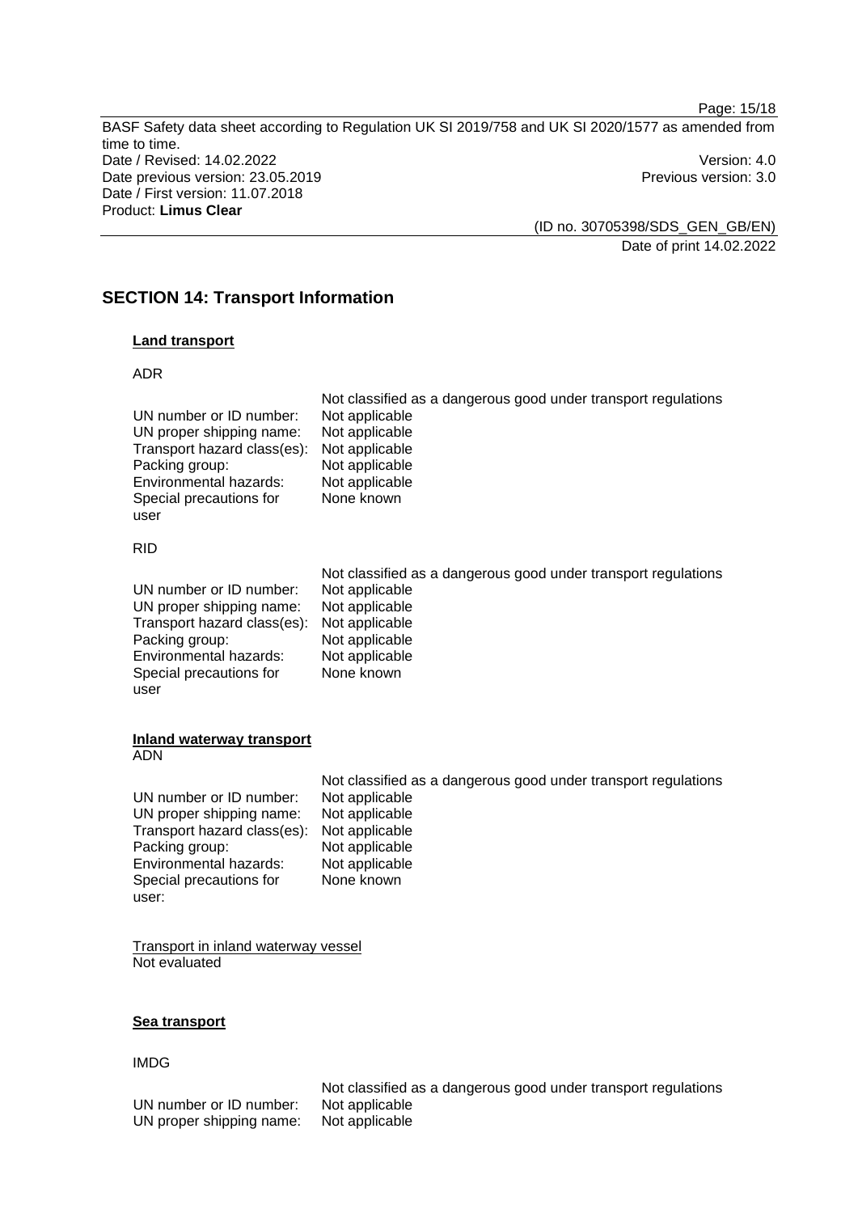## SECTION 14: Transport Information

**Land transport**

ADR

Not classified as a dangerous good under transport regulations

| | |
|---|---|
| UN number or ID number: | Not applicable |
| UN proper shipping name: | Not applicable |
| Transport hazard class(es): | Not applicable |
| Packing group: | Not applicable |
| Environmental hazards: | Not applicable |
| Special precautions for user | None known |

RID

Not classified as a dangerous good under transport regulations

| | |
|---|---|
| UN number or ID number: | Not applicable |
| UN proper shipping name: | Not applicable |
| Transport hazard class(es): | Not applicable |
| Packing group: | Not applicable |
| Environmental hazards: | Not applicable |
| Special precautions for user | None known |

**Inland waterway transport**

ADN

Not classified as a dangerous good under transport regulations

| | |
|---|---|
| UN number or ID number: | Not applicable |
| UN proper shipping name: | Not applicable |
| Transport hazard class(es): | Not applicable |
| Packing group: | Not applicable |
| Environmental hazards: | Not applicable |
| Special precautions for user: | None known |

Transport in inland waterway vessel

Not evaluated

**Sea transport**

IMDG

Not classified as a dangerous good under transport regulations

| | |
|---|---|
| UN number or ID number: | Not applicable |
| UN proper shipping name: | Not applicable |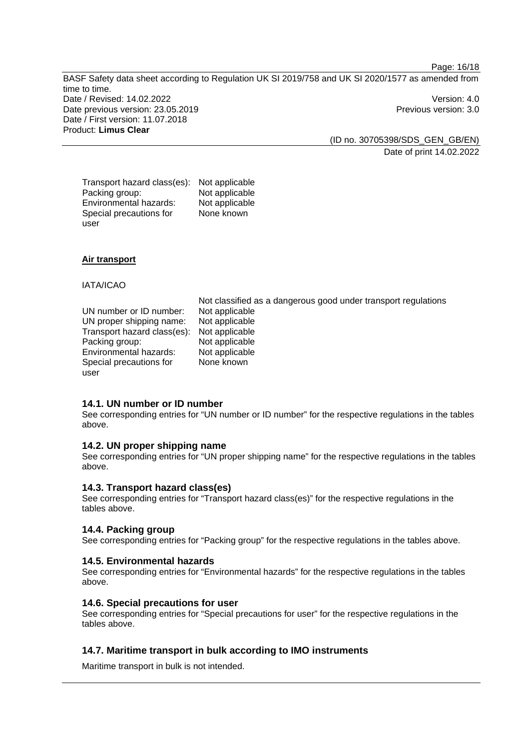| | |
|---|---|
| Transport hazard class(es): | Not applicable |
| Packing group: | Not applicable |
| Environmental hazards: | Not applicable |
| Special precautions for user | None known |

**Air transport**

IATA/ICAO

Not classified as a dangerous good under transport regulations

| | |
|---|---|
| UN number or ID number: | Not applicable |
| UN proper shipping name: | Not applicable |
| Transport hazard class(es): | Not applicable |
| Packing group: | Not applicable |
| Environmental hazards: | Not applicable |
| Special precautions for user | None known |

### 14.1. UN number or ID number

See corresponding entries for “UN number or ID number” for the respective regulations in the tables above.

### 14.2. UN proper shipping name

See corresponding entries for “UN proper shipping name” for the respective regulations in the tables above.

### 14.3. Transport hazard class(es)

See corresponding entries for “Transport hazard class(es)” for the respective regulations in the tables above.

### 14.4. Packing group

See corresponding entries for “Packing group” for the respective regulations in the tables above.

### 14.5. Environmental hazards

See corresponding entries for “Environmental hazards” for the respective regulations in the tables above.

### 14.6. Special precautions for user

See corresponding entries for “Special precautions for user” for the respective regulations in the tables above.

### 14.7. Maritime transport in bulk according to IMO instruments

Maritime transport in bulk is not intended.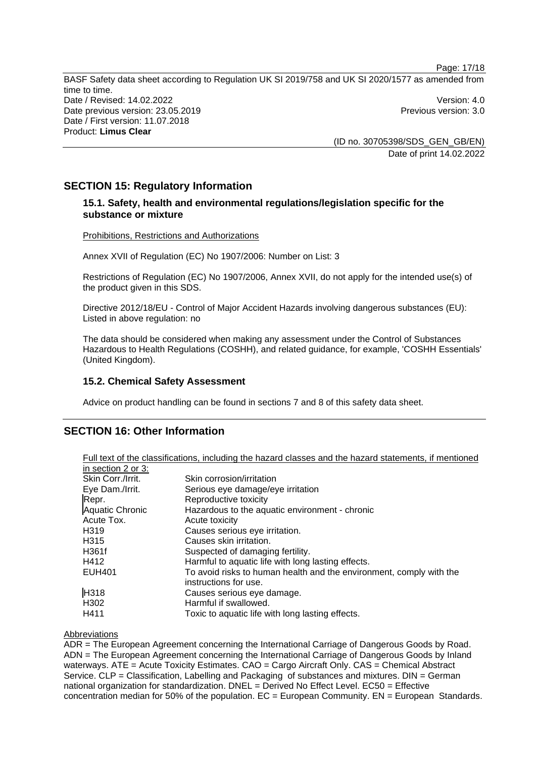## SECTION 15: Regulatory Information

### 15.1. Safety, health and environmental regulations/legislation specific for the substance or mixture

Prohibitions, Restrictions and Authorizations

Annex XVII of Regulation (EC) No 1907/2006: Number on List: 3

Restrictions of Regulation (EC) No 1907/2006, Annex XVII, do not apply for the intended use(s) of the product given in this SDS.

Directive 2012/18/EU - Control of Major Accident Hazards involving dangerous substances (EU): Listed in above regulation: no

The data should be considered when making any assessment under the Control of Substances Hazardous to Health Regulations (COSHH), and related guidance, for example, 'COSHH Essentials' (United Kingdom).

### 15.2. Chemical Safety Assessment

Advice on product handling can be found in sections 7 and 8 of this safety data sheet.

## SECTION 16: Other Information

Full text of the classifications, including the hazard classes and the hazard statements, if mentioned in section 2 or 3:

| | |
|---|---|
| Skin Corr./Irrit. | Skin corrosion/irritation |
| Eye Dam./Irrit. | Serious eye damage/eye irritation |
| Repr. | Reproductive toxicity |
| Aquatic Chronic | Hazardous to the aquatic environment - chronic |
| Acute Tox. | Acute toxicity |
| H319 | Causes serious eye irritation. |
| H315 | Causes skin irritation. |
| H361f | Suspected of damaging fertility. |
| H412 | Harmful to aquatic life with long lasting effects. |
| EUH401 | To avoid risks to human health and the environment, comply with the instructions for use. |
| H318 | Causes serious eye damage. |
| H302 | Harmful if swallowed. |
| H411 | Toxic to aquatic life with long lasting effects. |

Abbreviations

ADR = The European Agreement concerning the International Carriage of Dangerous Goods by Road. ADN = The European Agreement concerning the International Carriage of Dangerous Goods by Inland waterways. ATE = Acute Toxicity Estimates. CAO = Cargo Aircraft Only. CAS = Chemical Abstract Service. CLP = Classification, Labelling and Packaging of substances and mixtures. DIN = German national organization for standardization. DNEL = Derived No Effect Level. EC50 = Effective concentration median for 50% of the population. EC = European Community. EN = European Standards.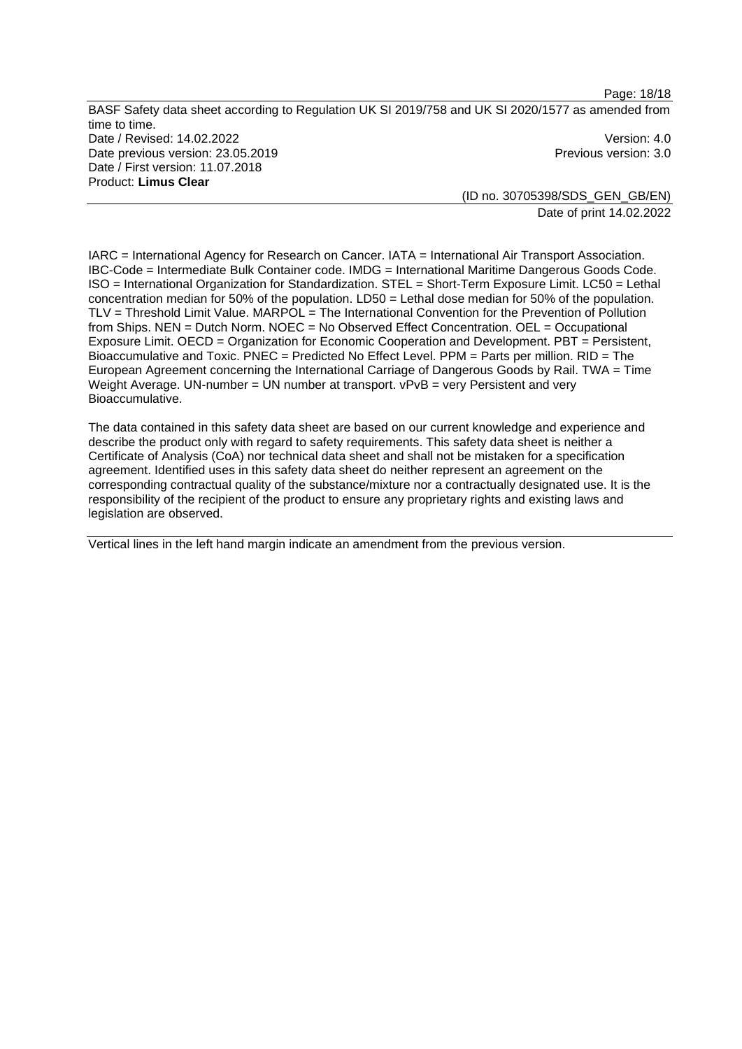IARC = International Agency for Research on Cancer. IATA = International Air Transport Association. IBC-Code = Intermediate Bulk Container code. IMDG = International Maritime Dangerous Goods Code. ISO = International Organization for Standardization. STEL = Short-Term Exposure Limit. LC50 = Lethal concentration median for 50% of the population. LD50 = Lethal dose median for 50% of the population. TLV = Threshold Limit Value. MARPOL = The International Convention for the Prevention of Pollution from Ships. NEN = Dutch Norm. NOEC = No Observed Effect Concentration. OEL = Occupational Exposure Limit. OECD = Organization for Economic Cooperation and Development. PBT = Persistent, Bioaccumulative and Toxic. PNEC = Predicted No Effect Level. PPM = Parts per million. RID = The European Agreement concerning the International Carriage of Dangerous Goods by Rail. TWA = Time Weight Average. UN-number = UN number at transport. vPvB = very Persistent and very Bioaccumulative.

The data contained in this safety data sheet are based on our current knowledge and experience and describe the product only with regard to safety requirements. This safety data sheet is neither a Certificate of Analysis (CoA) nor technical data sheet and shall not be mistaken for a specification agreement. Identified uses in this safety data sheet do neither represent an agreement on the corresponding contractual quality of the substance/mixture nor a contractually designated use. It is the responsibility of the recipient of the product to ensure any proprietary rights and existing laws and legislation are observed.

---

Vertical lines in the left hand margin indicate an amendment from the previous version.